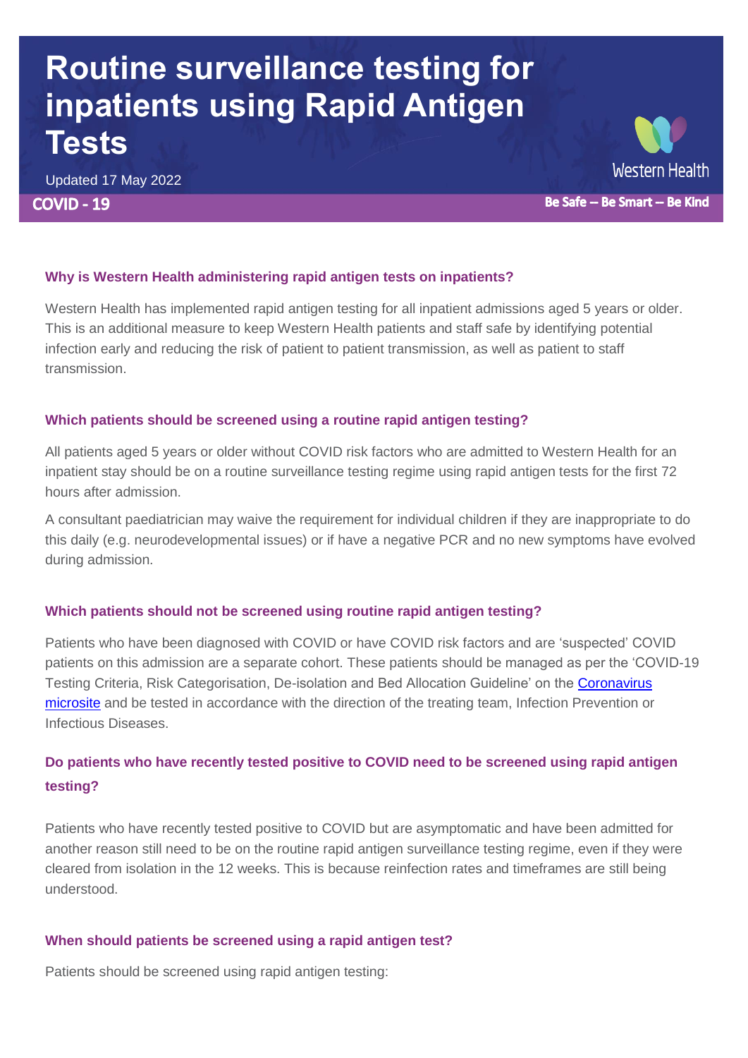# Routine surveillance testing for inpatients using Rapid Antigen Tests

Updated 17 May 2022

Western Health

COVID - 19

Be Safe – Be Smart – Be Kind

### Why is Western Health administering rapid antigen tests on inpatients?

Western Health has implemented rapid antigen testing for all inpatient admissions aged 5 years or older. This is an additional measure to keep Western Health patients and staff safe by identifying potential infection early and reducing the risk of patient to patient transmission, as well as patient to staff transmission.

### Which patients should be screened using a routine rapid antigen testing?

All patients aged 5 years or older without COVID risk factors who are admitted to Western Health for an inpatient stay should be on a routine surveillance testing regime using rapid antigen tests for the first 72 hours after admission.

A consultant paediatrician may waive the requirement for individual children if they are inappropriate to do this daily (e.g. neurodevelopmental issues) or if have a negative PCR and no new symptoms have evolved during admission.

### Which patients should not be screened using routine rapid antigen testing?

Patients who have been diagnosed with COVID or have COVID risk factors and are 'suspected' COVID patients on this admission are a separate cohort. These patients should be managed as per the 'COVID-19 Testing Criteria, Risk Categorisation, De-isolation and Bed Allocation Guideline' on the Coronavirus microsite and be tested in accordance with the direction of the treating team, Infection Prevention or Infectious Diseases.

### Do patients who have recently tested positive to COVID need to be screened using rapid antigen testing?

Patients who have recently tested positive to COVID but are asymptomatic and have been admitted for another reason still need to be on the routine rapid antigen surveillance testing regime, even if they were cleared from isolation in the 12 weeks. This is because reinfection rates and timeframes are still being understood.

### When should patients be screened using a rapid antigen test?

Patients should be screened using rapid antigen testing: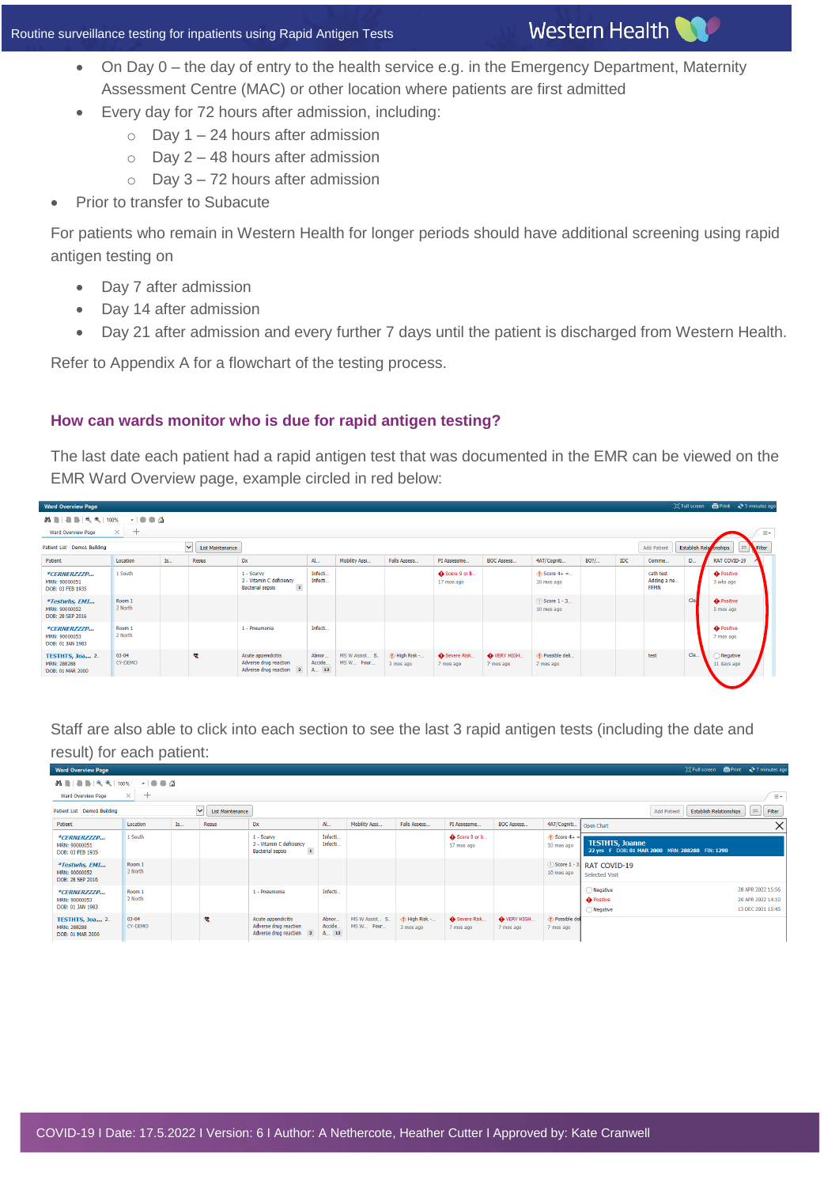- On Day 0 – the day of entry to the health service e.g. in the Emergency Department, Maternity Assessment Centre (MAC) or other location where patients are first admitted
- Every day for 72 hours after admission, including:
  - Day 1 – 24 hours after admission
  - Day 2 – 48 hours after admission
  - Day 3 – 72 hours after admission
- Prior to transfer to Subacute

For patients who remain in Western Health for longer periods should have additional screening using rapid antigen testing on

- Day 7 after admission
- Day 14 after admission
- Day 21 after admission and every further 7 days until the patient is discharged from Western Health.

Refer to Appendix A for a flowchart of the testing process.

## How can wards monitor who is due for rapid antigen testing?

The last date each patient had a rapid antigen test that was documented in the EMR can be viewed on the EMR Ward Overview page, example circled in red below:

Staff are also able to click into each section to see the last 3 rapid antigen tests (including the date and result) for each patient: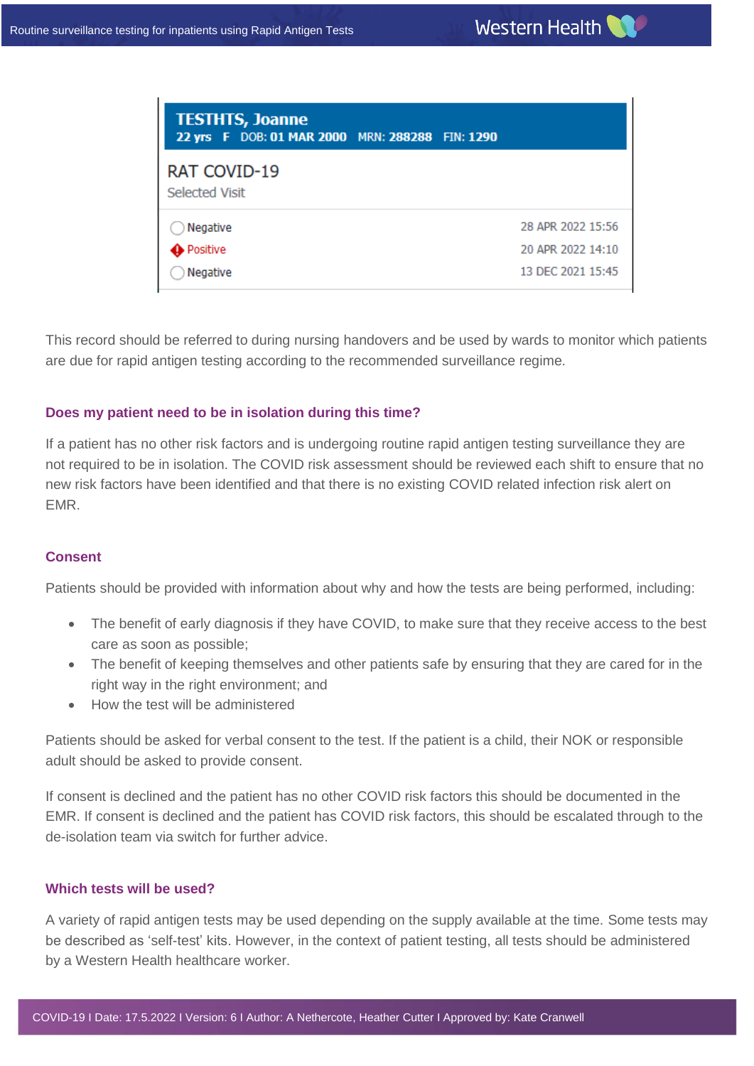**TESTHTS, Joanne**
**22 yrs F DOB: 01 MAR 2000 MRN: 288288 FIN: 1290**

RAT COVID-19
Selected Visit

| Result | Date |
|---|---|
| Negative | 28 APR 2022 15:56 |
| Positive | 20 APR 2022 14:10 |
| Negative | 13 DEC 2021 15:45 |

This record should be referred to during nursing handovers and be used by wards to monitor which patients are due for rapid antigen testing according to the recommended surveillance regime.

### Does my patient need to be in isolation during this time?

If a patient has no other risk factors and is undergoing routine rapid antigen testing surveillance they are not required to be in isolation. The COVID risk assessment should be reviewed each shift to ensure that no new risk factors have been identified and that there is no existing COVID related infection risk alert on EMR.

### Consent

Patients should be provided with information about why and how the tests are being performed, including:

- The benefit of early diagnosis if they have COVID, to make sure that they receive access to the best care as soon as possible;
- The benefit of keeping themselves and other patients safe by ensuring that they are cared for in the right way in the right environment; and
- How the test will be administered

Patients should be asked for verbal consent to the test. If the patient is a child, their NOK or responsible adult should be asked to provide consent.

If consent is declined and the patient has no other COVID risk factors this should be documented in the EMR. If consent is declined and the patient has COVID risk factors, this should be escalated through to the de-isolation team via switch for further advice.

### Which tests will be used?

A variety of rapid antigen tests may be used depending on the supply available at the time. Some tests may be described as 'self-test' kits. However, in the context of patient testing, all tests should be administered by a Western Health healthcare worker.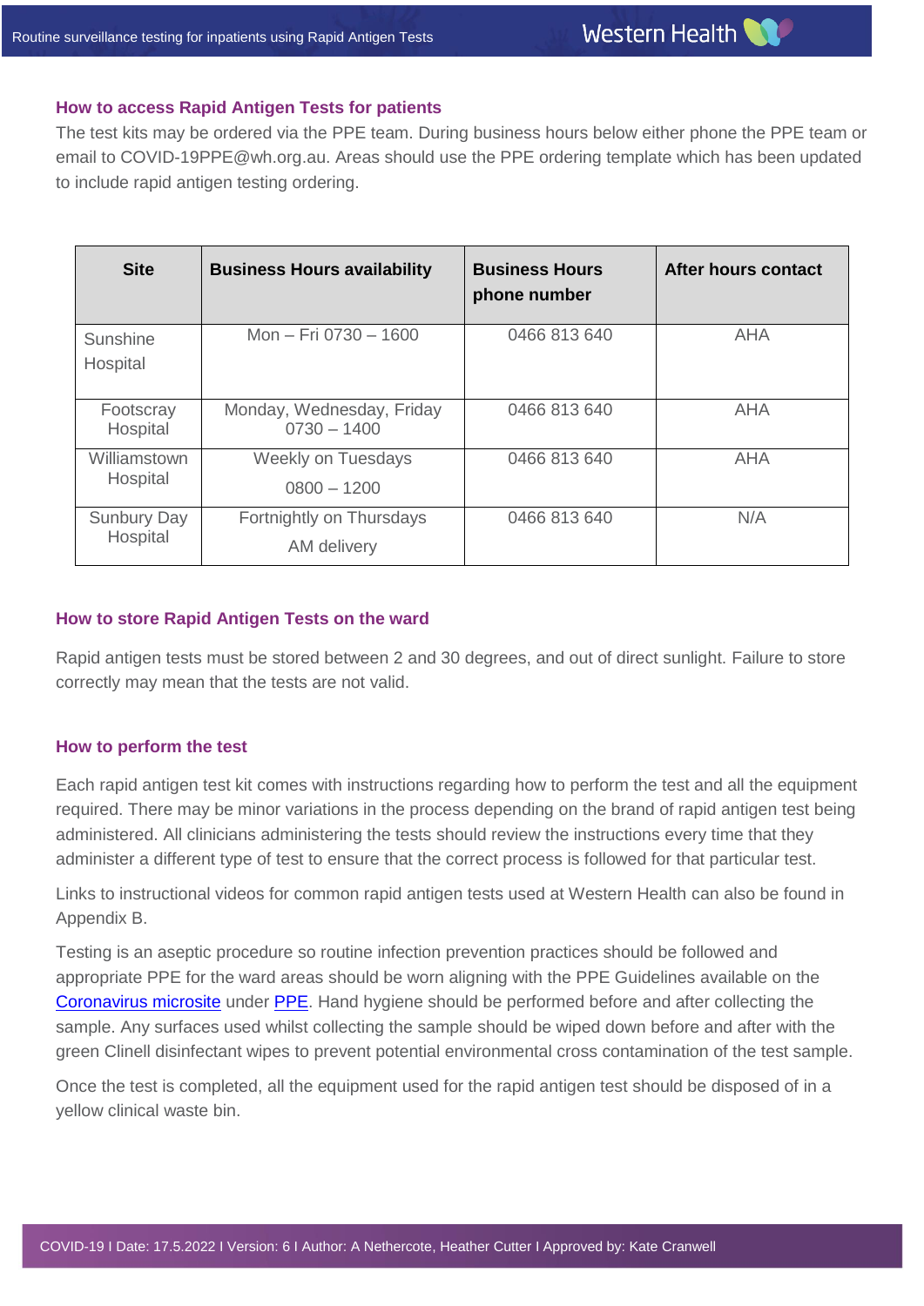### How to access Rapid Antigen Tests for patients

The test kits may be ordered via the PPE team. During business hours below either phone the PPE team or email to COVID-19PPE@wh.org.au. Areas should use the PPE ordering template which has been updated to include rapid antigen testing ordering.

| Site | Business Hours availability | Business Hours phone number | After hours contact |
|---|---|---|---|
| Sunshine Hospital | Mon – Fri 0730 – 1600 | 0466 813 640 | AHA |
| Footscray Hospital | Monday, Wednesday, Friday 0730 – 1400 | 0466 813 640 | AHA |
| Williamstown Hospital | Weekly on Tuesdays 0800 – 1200 | 0466 813 640 | AHA |
| Sunbury Day Hospital | Fortnightly on Thursdays AM delivery | 0466 813 640 | N/A |

### How to store Rapid Antigen Tests on the ward

Rapid antigen tests must be stored between 2 and 30 degrees, and out of direct sunlight. Failure to store correctly may mean that the tests are not valid.

### How to perform the test

Each rapid antigen test kit comes with instructions regarding how to perform the test and all the equipment required. There may be minor variations in the process depending on the brand of rapid antigen test being administered. All clinicians administering the tests should review the instructions every time that they administer a different type of test to ensure that the correct process is followed for that particular test.

Links to instructional videos for common rapid antigen tests used at Western Health can also be found in Appendix B.

Testing is an aseptic procedure so routine infection prevention practices should be followed and appropriate PPE for the ward areas should be worn aligning with the PPE Guidelines available on the Coronavirus microsite under PPE. Hand hygiene should be performed before and after collecting the sample. Any surfaces used whilst collecting the sample should be wiped down before and after with the green Clinell disinfectant wipes to prevent potential environmental cross contamination of the test sample.

Once the test is completed, all the equipment used for the rapid antigen test should be disposed of in a yellow clinical waste bin.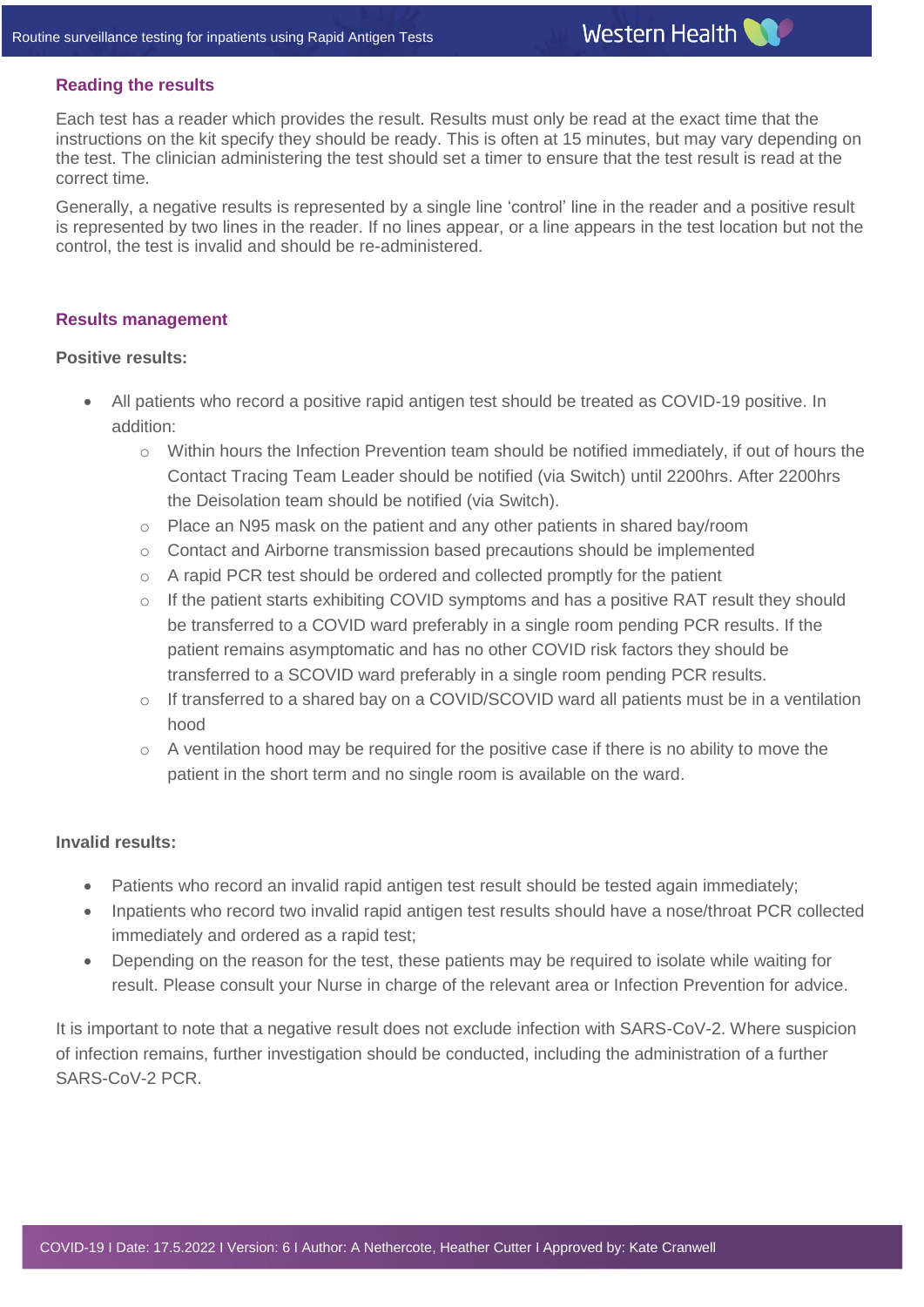## Reading the results

Each test has a reader which provides the result. Results must only be read at the exact time that the instructions on the kit specify they should be ready. This is often at 15 minutes, but may vary depending on the test. The clinician administering the test should set a timer to ensure that the test result is read at the correct time.

Generally, a negative results is represented by a single line 'control' line in the reader and a positive result is represented by two lines in the reader. If no lines appear, or a line appears in the test location but not the control, the test is invalid and should be re-administered.

## Results management

**Positive results:**

- All patients who record a positive rapid antigen test should be treated as COVID-19 positive. In addition:
  - Within hours the Infection Prevention team should be notified immediately, if out of hours the Contact Tracing Team Leader should be notified (via Switch) until 2200hrs. After 2200hrs the Deisolation team should be notified (via Switch).
  - Place an N95 mask on the patient and any other patients in shared bay/room
  - Contact and Airborne transmission based precautions should be implemented
  - A rapid PCR test should be ordered and collected promptly for the patient
  - If the patient starts exhibiting COVID symptoms and has a positive RAT result they should be transferred to a COVID ward preferably in a single room pending PCR results. If the patient remains asymptomatic and has no other COVID risk factors they should be transferred to a SCOVID ward preferably in a single room pending PCR results.
  - If transferred to a shared bay on a COVID/SCOVID ward all patients must be in a ventilation hood
  - A ventilation hood may be required for the positive case if there is no ability to move the patient in the short term and no single room is available on the ward.

**Invalid results:**

- Patients who record an invalid rapid antigen test result should be tested again immediately;
- Inpatients who record two invalid rapid antigen test results should have a nose/throat PCR collected immediately and ordered as a rapid test;
- Depending on the reason for the test, these patients may be required to isolate while waiting for result. Please consult your Nurse in charge of the relevant area or Infection Prevention for advice.

It is important to note that a negative result does not exclude infection with SARS-CoV-2. Where suspicion of infection remains, further investigation should be conducted, including the administration of a further SARS-CoV-2 PCR.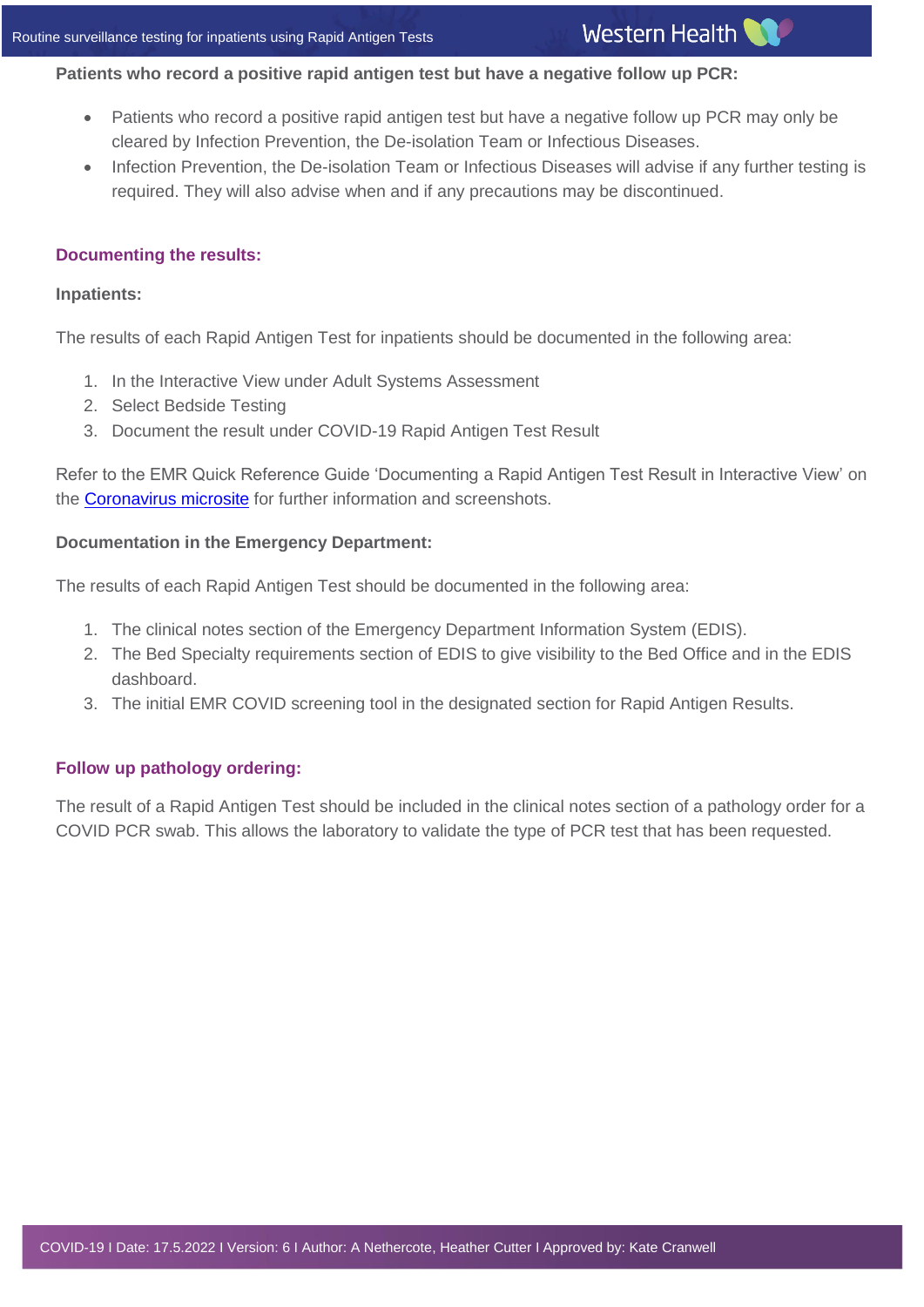**Patients who record a positive rapid antigen test but have a negative follow up PCR:**

- Patients who record a positive rapid antigen test but have a negative follow up PCR may only be cleared by Infection Prevention, the De-isolation Team or Infectious Diseases.
- Infection Prevention, the De-isolation Team or Infectious Diseases will advise if any further testing is required. They will also advise when and if any precautions may be discontinued.

## Documenting the results:

**Inpatients:**

The results of each Rapid Antigen Test for inpatients should be documented in the following area:

1. In the Interactive View under Adult Systems Assessment
2. Select Bedside Testing
3. Document the result under COVID-19 Rapid Antigen Test Result

Refer to the EMR Quick Reference Guide 'Documenting a Rapid Antigen Test Result in Interactive View' on the Coronavirus microsite for further information and screenshots.

**Documentation in the Emergency Department:**

The results of each Rapid Antigen Test should be documented in the following area:

1. The clinical notes section of the Emergency Department Information System (EDIS).
2. The Bed Specialty requirements section of EDIS to give visibility to the Bed Office and in the EDIS dashboard.
3. The initial EMR COVID screening tool in the designated section for Rapid Antigen Results.

## Follow up pathology ordering:

The result of a Rapid Antigen Test should be included in the clinical notes section of a pathology order for a COVID PCR swab. This allows the laboratory to validate the type of PCR test that has been requested.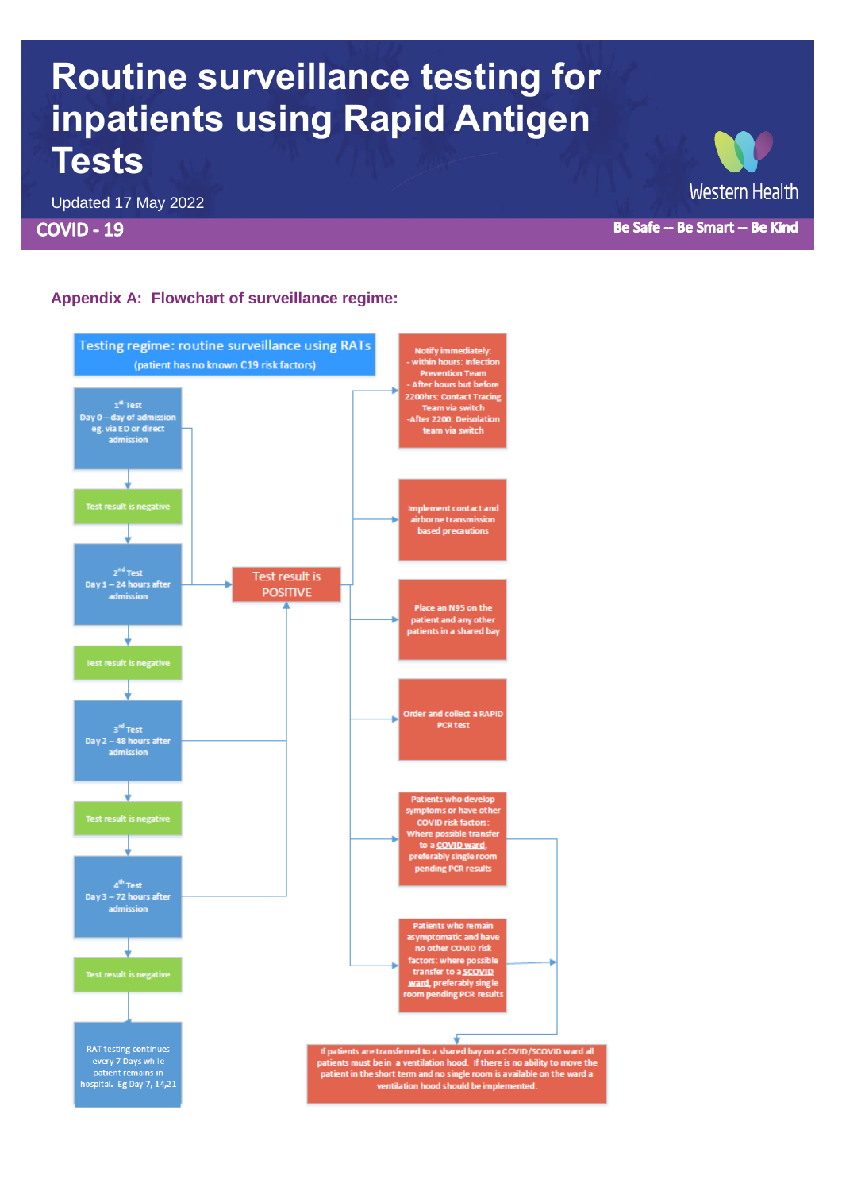# Routine surveillance testing for inpatients using Rapid Antigen Tests

Updated 17 May 2022

**COVID - 19**

Western Health

**Be Safe – Be Smart – Be Kind**

### Appendix A: Flowchart of surveillance regime:

**Testing regime: routine surveillance using RATs**
(patient has no known C19 risk factors)

- **1st Test** – Day 0 – day of admission eg. via ED or direct admission
  - Test result is negative
- **2nd Test** – Day 1 – 24 hours after admission
  - Test result is negative
- **3rd Test** – Day 2 – 48 hours after admission
  - Test result is negative
- **4th Test** – Day 3 – 72 hours after admission
  - Test result is negative
- RAT testing continues every 7 Days while patient remains in hospital. Eg Day 7, 14,21

**Test result is POSITIVE** (from any test):

- Notify immediately:
  - within hours: Infection Prevention Team
  - After hours but before 2200hrs: Contact Tracing Team via switch
  - After 2200: Deisolation team via switch
- Implement contact and airborne transmission based precautions
- Place an N95 on the patient and any other patients in a shared bay
- Order and collect a RAPID PCR test
- Patients who develop symptoms or have other COVID risk factors: Where possible transfer to a COVID ward, preferably single room pending PCR results
- Patients who remain asymptomatic and have no other COVID risk factors: where possible transfer to a SCOVID ward, preferably single room pending PCR results

If patients are transferred to a shared bay on a COVID/SCOVID ward all patients must be in a ventilation hood. If there is no ability to move the patient in the short term and no single room is available on the ward a ventilation hood should be implemented.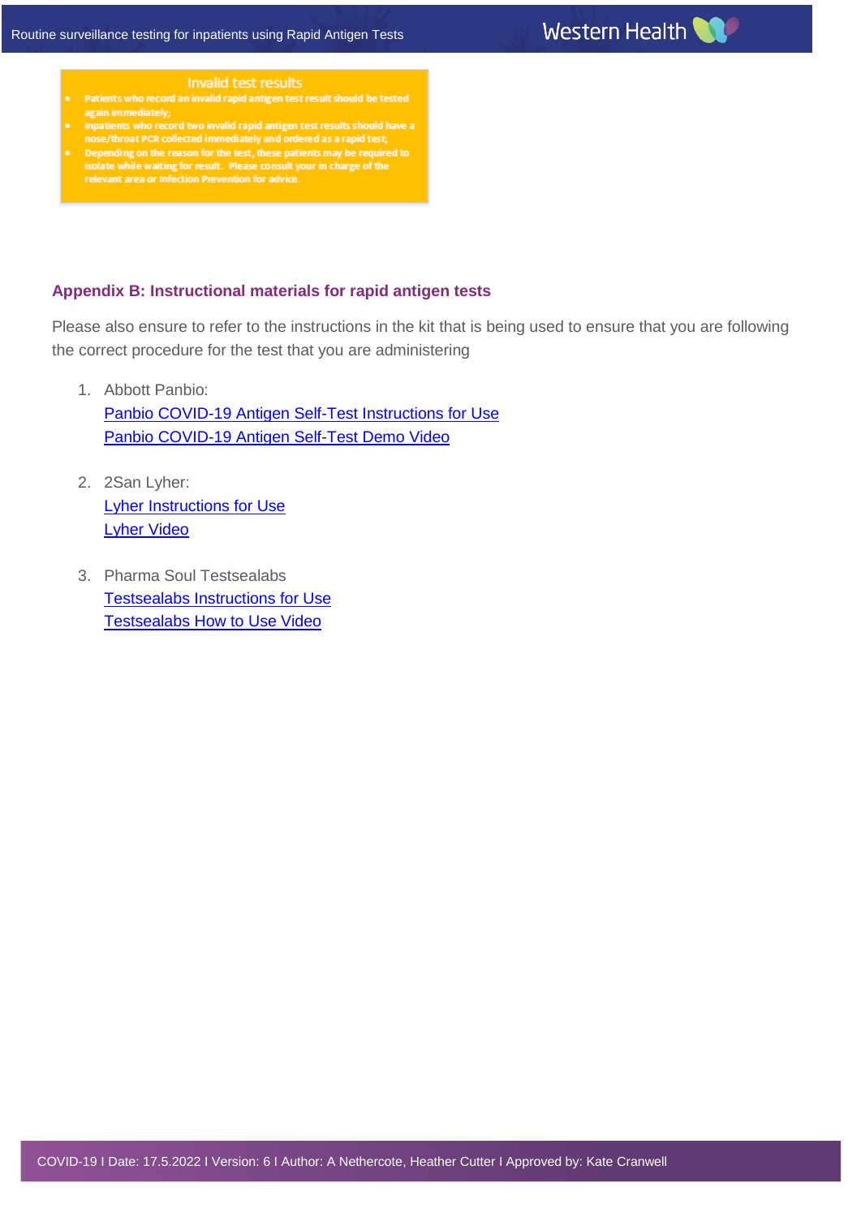**Invalid test results**

- Patients who record an invalid rapid antigen test result should be tested again immediately;
- Inpatients who record two invalid rapid antigen test results should have a nose/throat PCR collected immediately and ordered as a rapid test;
- Depending on the reason for the test, these patients may be required to isolate while waiting for result. Please consult your in charge of the relevant area or Infection Prevention for advice.

## Appendix B: Instructional materials for rapid antigen tests

Please also ensure to refer to the instructions in the kit that is being used to ensure that you are following the correct procedure for the test that you are administering

1. Abbott Panbio:
   Panbio COVID-19 Antigen Self-Test Instructions for Use
   Panbio COVID-19 Antigen Self-Test Demo Video

2. 2San Lyher:
   Lyher Instructions for Use
   Lyher Video

3. Pharma Soul Testsealabs
   Testsealabs Instructions for Use
   Testsealabs How to Use Video